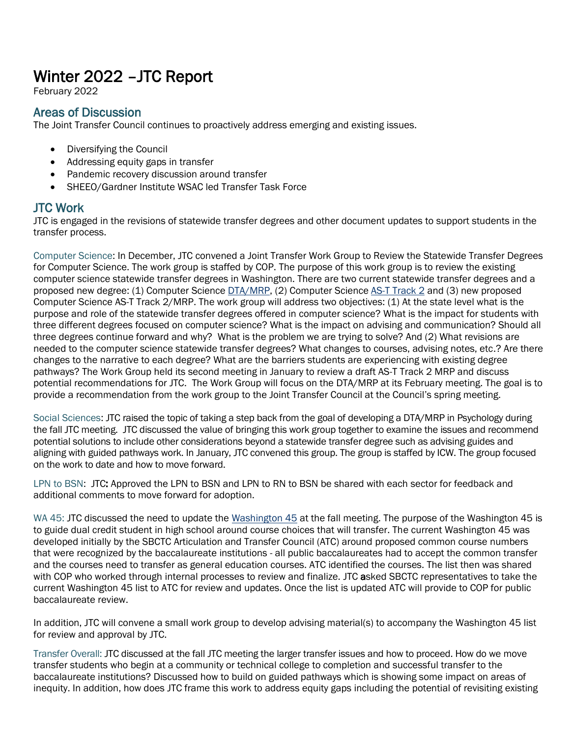# Winter 2022 –JTC Report

February 2022

## Areas of Discussion

The Joint Transfer Council continues to proactively address emerging and existing issues.

- Diversifying the Council
- Addressing equity gaps in transfer
- Pandemic recovery discussion around transfer
- SHEEO/Gardner Institute WSAC led Transfer Task Force

## JTC Work

JTC is engaged in the revisions of statewide transfer degrees and other document updates to support students in the transfer process.

Computer Science: In December, JTC convened a Joint Transfer Work Group to Review the Statewide Transfer Degrees for Computer Science. The work group is staffed by COP. The purpose of this work group is to review the existing computer science statewide transfer degrees in Washington. There are two current statewide transfer degrees and a proposed new degree: (1) Computer Science DTA/MRP, (2) Computer Science AS-T Track 2 and (3) new proposed Computer Science AS-T Track 2/MRP. The work group will address two objectives: (1) At the state level what is the purpose and role of the statewide transfer degrees offered in computer science? What is the impact for students with three different degrees focused on computer science? What is the impact on advising and communication? Should all three degrees continue forward and why? What is the problem we are trying to solve? And (2) What revisions are needed to the computer science statewide transfer degrees? What changes to courses, advising notes, etc.? Are there changes to the narrative to each degree? What are the barriers students are experiencing with existing degree pathways? The Work Group held its second meeting in January to review a draft AS-T Track 2 MRP and discuss potential recommendations for JTC. The Work Group will focus on the DTA/MRP at its February meeting. The goal is to provide a recommendation from the work group to the Joint Transfer Council at the Council's spring meeting.

Social Sciences: JTC raised the topic of taking a step back from the goal of developing a DTA/MRP in Psychology during the fall JTC meeting. JTC discussed the value of bringing this work group together to examine the issues and recommend potential solutions to include other considerations beyond a statewide transfer degree such as advising guides and aligning with guided pathways work. In January, JTC convened this group. The group is staffed by ICW. The group focused on the work to date and how to move forward.

LPN to BSN: JTC: Approved the LPN to BSN and LPN to RN to BSN be shared with each sector for feedback and additional comments to move forward for adoption.

WA 45: JTC discussed the need to update the Washington 45 at the fall meeting. The purpose of the Washington 45 is to guide dual credit student in high school around course choices that will transfer. The current Washington 45 was developed initially by the SBCTC Articulation and Transfer Council (ATC) around proposed common course numbers that were recognized by the baccalaureate institutions - all public baccalaureates had to accept the common transfer and the courses need to transfer as general education courses. ATC identified the courses. The list then was shared with COP who worked through internal processes to review and finalize. JTC asked SBCTC representatives to take the current Washington 45 list to ATC for review and updates. Once the list is updated ATC will provide to COP for public baccalaureate review.

In addition, JTC will convene a small work group to develop advising material(s) to accompany the Washington 45 list for review and approval by JTC.

Transfer Overall: JTC discussed at the fall JTC meeting the larger transfer issues and how to proceed. How do we move transfer students who begin at a community or technical college to completion and successful transfer to the baccalaureate institutions? Discussed how to build on guided pathways which is showing some impact on areas of inequity. In addition, how does JTC frame this work to address equity gaps including the potential of revisiting existing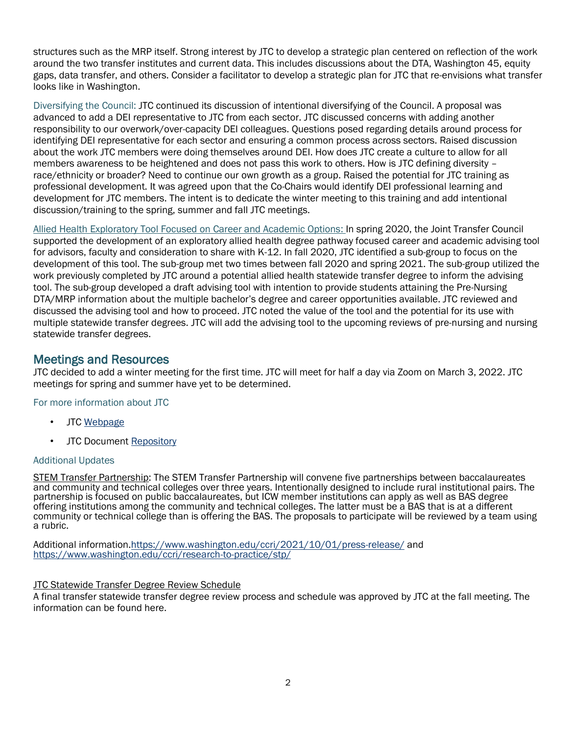structures such as the MRP itself. Strong interest by JTC to develop a strategic plan centered on reflection of the work around the two transfer institutes and current data. This includes discussions about the DTA, Washington 45, equity gaps, data transfer, and others. Consider a facilitator to develop a strategic plan for JTC that re-envisions what transfer looks like in Washington.

Diversifying the Council: JTC continued its discussion of intentional diversifying of the Council. A proposal was advanced to add a DEI representative to JTC from each sector. JTC discussed concerns with adding another responsibility to our overwork/over-capacity DEI colleagues. Questions posed regarding details around process for identifying DEI representative for each sector and ensuring a common process across sectors. Raised discussion about the work JTC members were doing themselves around DEI. How does JTC create a culture to allow for all members awareness to be heightened and does not pass this work to others. How is JTC defining diversity – race/ethnicity or broader? Need to continue our own growth as a group. Raised the potential for JTC training as professional development. It was agreed upon that the Co-Chairs would identify DEI professional learning and development for JTC members. The intent is to dedicate the winter meeting to this training and add intentional discussion/training to the spring, summer and fall JTC meetings.

Allied Health Exploratory Tool Focused on Career and Academic Options: In spring 2020, the Joint Transfer Council supported the development of an exploratory allied health degree pathway focused career and academic advising tool for advisors, faculty and consideration to share with K-12. In fall 2020, JTC identified a sub-group to focus on the development of this tool. The sub-group met two times between fall 2020 and spring 2021. The sub-group utilized the work previously completed by JTC around a potential allied health statewide transfer degree to inform the advising tool. The sub-group developed a draft advising tool with intention to provide students attaining the Pre-Nursing DTA/MRP information about the multiple bachelor's degree and career opportunities available. JTC reviewed and discussed the advising tool and how to proceed. JTC noted the value of the tool and the potential for its use with multiple statewide transfer degrees. JTC will add the advising tool to the upcoming reviews of pre-nursing and nursing statewide transfer degrees.

## Meetings and Resources

JTC decided to add a winter meeting for the first time. JTC will meet for half a day via Zoom on March 3, 2022. JTC meetings for spring and summer have yet to be determined.

### For more information about JTC

- JTC Webpage
- JTC Document Repository

### Additional Updates

STEM Transfer Partnership: The STEM Transfer Partnership will convene five partnerships between baccalaureates and community and technical colleges over three years. Intentionally designed to include rural institutional pairs. The partnership is focused on public baccalaureates, but ICW member institutions can apply as well as BAS degree offering institutions among the community and technical colleges. The latter must be a BAS that is at a different community or technical college than is offering the BAS. The proposals to participate will be reviewed by a team using a rubric.

Additional information.https://www.washington.edu/ccri/2021/10/01/press-release/ and https://www.washington.edu/ccri/research-to-practice/stp/

JTC Statewide Transfer Degree Review Schedule

A final transfer statewide transfer degree review process and schedule was approved by JTC at the fall meeting. The information can be found here.